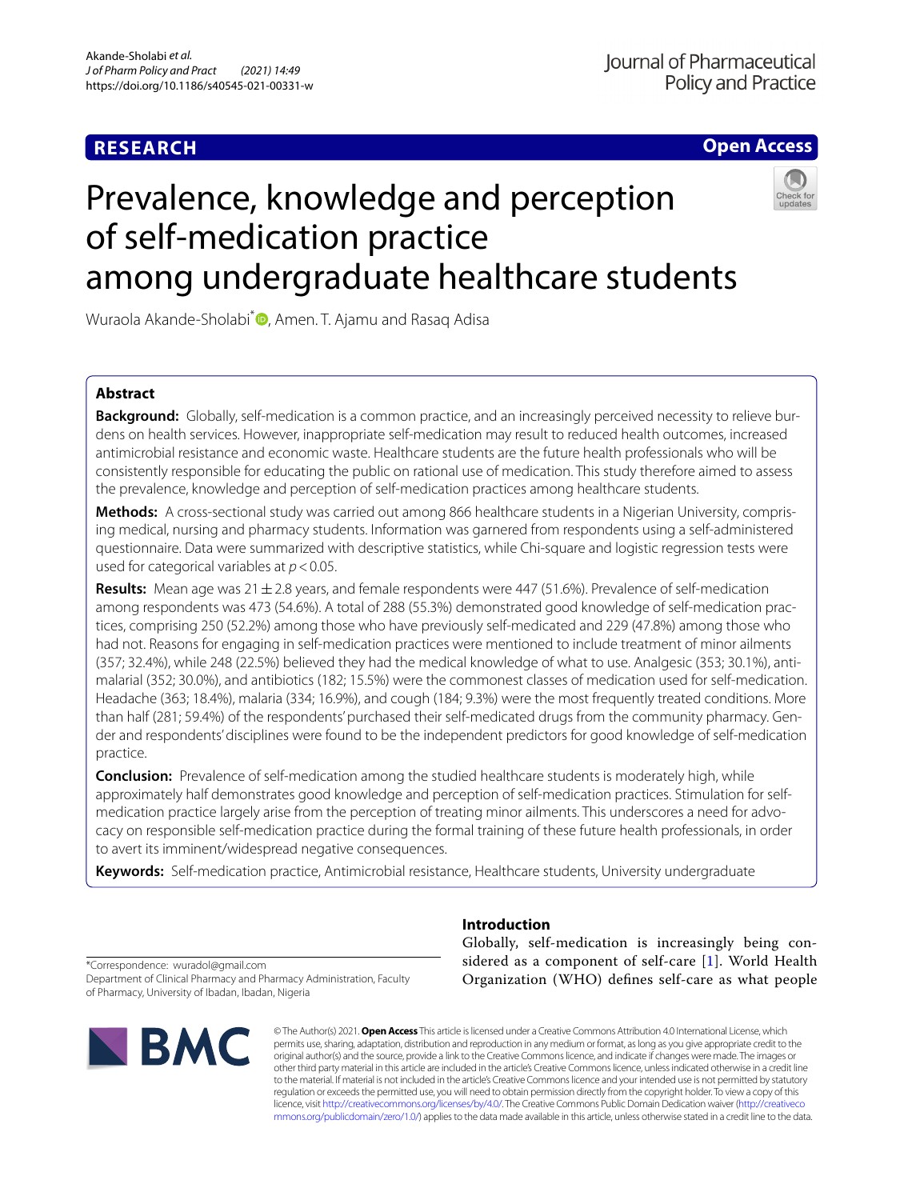RESEARCH

Open Access

# Prevalence, knowledge and perception of self-medication practice among undergraduate healthcare students

Wuraola Akande-Sholabi*, Amen. T. Ajamu and Rasaq Adisa

## Abstract

**Background:** Globally, self-medication is a common practice, and an increasingly perceived necessity to relieve burdens on health services. However, inappropriate self-medication may result to reduced health outcomes, increased antimicrobial resistance and economic waste. Healthcare students are the future health professionals who will be consistently responsible for educating the public on rational use of medication. This study therefore aimed to assess the prevalence, knowledge and perception of self-medication practices among healthcare students.

**Methods:** A cross-sectional study was carried out among 866 healthcare students in a Nigerian University, comprising medical, nursing and pharmacy students. Information was garnered from respondents using a self-administered questionnaire. Data were summarized with descriptive statistics, while Chi-square and logistic regression tests were used for categorical variables at $p < 0.05$.

**Results:** Mean age was $21 \pm 2.8$ years, and female respondents were 447 (51.6%). Prevalence of self-medication among respondents was 473 (54.6%). A total of 288 (55.3%) demonstrated good knowledge of self-medication practices, comprising 250 (52.2%) among those who have previously self-medicated and 229 (47.8%) among those who had not. Reasons for engaging in self-medication practices were mentioned to include treatment of minor ailments (357; 32.4%), while 248 (22.5%) believed they had the medical knowledge of what to use. Analgesic (353; 30.1%), antimalarial (352; 30.0%), and antibiotics (182; 15.5%) were the commonest classes of medication used for self-medication. Headache (363; 18.4%), malaria (334; 16.9%), and cough (184; 9.3%) were the most frequently treated conditions. More than half (281; 59.4%) of the respondents' purchased their self-medicated drugs from the community pharmacy. Gender and respondents' disciplines were found to be the independent predictors for good knowledge of self-medication practice.

**Conclusion:** Prevalence of self-medication among the studied healthcare students is moderately high, while approximately half demonstrates good knowledge and perception of self-medication practices. Stimulation for self-medication practice largely arise from the perception of treating minor ailments. This underscores a need for advocacy on responsible self-medication practice during the formal training of these future health professionals, in order to avert its imminent/widespread negative consequences.

**Keywords:** Self-medication practice, Antimicrobial resistance, Healthcare students, University undergraduate

*Correspondence: wuradol@gmail.com
Department of Clinical Pharmacy and Pharmacy Administration, Faculty of Pharmacy, University of Ibadan, Ibadan, Nigeria

## Introduction

Globally, self-medication is increasingly being considered as a component of self-care [1]. World Health Organization (WHO) defines self-care as what people

© The Author(s) 2021. **Open Access** This article is licensed under a Creative Commons Attribution 4.0 International License, which permits use, sharing, adaptation, distribution and reproduction in any medium or format, as long as you give appropriate credit to the original author(s) and the source, provide a link to the Creative Commons licence, and indicate if changes were made. The images or other third party material in this article are included in the article's Creative Commons licence, unless indicated otherwise in a credit line to the material. If material is not included in the article's Creative Commons licence and your intended use is not permitted by statutory regulation or exceeds the permitted use, you will need to obtain permission directly from the copyright holder. To view a copy of this licence, visit http://creativecommons.org/licenses/by/4.0/. The Creative Commons Public Domain Dedication waiver (http://creativecommons.org/publicdomain/zero/1.0/) applies to the data made available in this article, unless otherwise stated in a credit line to the data.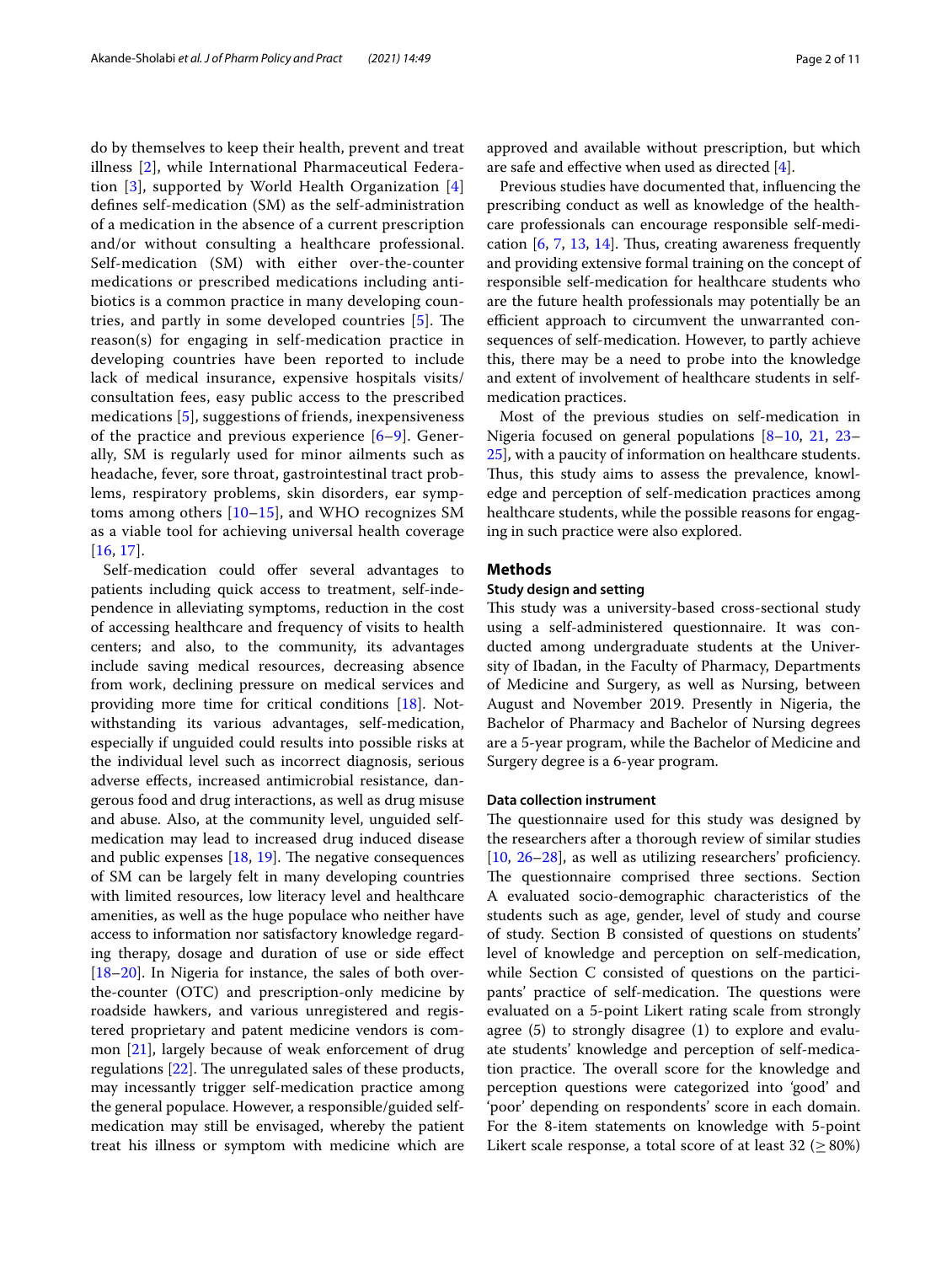do by themselves to keep their health, prevent and treat illness [2], while International Pharmaceutical Federation [3], supported by World Health Organization [4] defines self-medication (SM) as the self-administration of a medication in the absence of a current prescription and/or without consulting a healthcare professional. Self-medication (SM) with either over-the-counter medications or prescribed medications including antibiotics is a common practice in many developing countries, and partly in some developed countries [5]. The reason(s) for engaging in self-medication practice in developing countries have been reported to include lack of medical insurance, expensive hospitals visits/consultation fees, easy public access to the prescribed medications [5], suggestions of friends, inexpensiveness of the practice and previous experience [6–9]. Generally, SM is regularly used for minor ailments such as headache, fever, sore throat, gastrointestinal tract problems, respiratory problems, skin disorders, ear symptoms among others [10–15], and WHO recognizes SM as a viable tool for achieving universal health coverage [16, 17].

Self-medication could offer several advantages to patients including quick access to treatment, self-independence in alleviating symptoms, reduction in the cost of accessing healthcare and frequency of visits to health centers; and also, to the community, its advantages include saving medical resources, decreasing absence from work, declining pressure on medical services and providing more time for critical conditions [18]. Notwithstanding its various advantages, self-medication, especially if unguided could results into possible risks at the individual level such as incorrect diagnosis, serious adverse effects, increased antimicrobial resistance, dangerous food and drug interactions, as well as drug misuse and abuse. Also, at the community level, unguided self-medication may lead to increased drug induced disease and public expenses [18, 19]. The negative consequences of SM can be largely felt in many developing countries with limited resources, low literacy level and healthcare amenities, as well as the huge populace who neither have access to information nor satisfactory knowledge regarding therapy, dosage and duration of use or side effect [18–20]. In Nigeria for instance, the sales of both over-the-counter (OTC) and prescription-only medicine by roadside hawkers, and various unregistered and registered proprietary and patent medicine vendors is common [21], largely because of weak enforcement of drug regulations [22]. The unregulated sales of these products, may incessantly trigger self-medication practice among the general populace. However, a responsible/guided self-medication may still be envisaged, whereby the patient treat his illness or symptom with medicine which are approved and available without prescription, but which are safe and effective when used as directed [4].

Previous studies have documented that, influencing the prescribing conduct as well as knowledge of the healthcare professionals can encourage responsible self-medication [6, 7, 13, 14]. Thus, creating awareness frequently and providing extensive formal training on the concept of responsible self-medication for healthcare students who are the future health professionals may potentially be an efficient approach to circumvent the unwarranted consequences of self-medication. However, to partly achieve this, there may be a need to probe into the knowledge and extent of involvement of healthcare students in self-medication practices.

Most of the previous studies on self-medication in Nigeria focused on general populations [8–10, 21, 23–25], with a paucity of information on healthcare students. Thus, this study aims to assess the prevalence, knowledge and perception of self-medication practices among healthcare students, while the possible reasons for engaging in such practice were also explored.

## Methods

### Study design and setting

This study was a university-based cross-sectional study using a self-administered questionnaire. It was conducted among undergraduate students at the University of Ibadan, in the Faculty of Pharmacy, Departments of Medicine and Surgery, as well as Nursing, between August and November 2019. Presently in Nigeria, the Bachelor of Pharmacy and Bachelor of Nursing degrees are a 5-year program, while the Bachelor of Medicine and Surgery degree is a 6-year program.

### Data collection instrument

The questionnaire used for this study was designed by the researchers after a thorough review of similar studies [10, 26–28], as well as utilizing researchers' proficiency. The questionnaire comprised three sections. Section A evaluated socio-demographic characteristics of the students such as age, gender, level of study and course of study. Section B consisted of questions on students' level of knowledge and perception on self-medication, while Section C consisted of questions on the participants' practice of self-medication. The questions were evaluated on a 5-point Likert rating scale from strongly agree (5) to strongly disagree (1) to explore and evaluate students' knowledge and perception of self-medication practice. The overall score for the knowledge and perception questions were categorized into 'good' and 'poor' depending on respondents' score in each domain. For the 8-item statements on knowledge with 5-point Likert scale response, a total score of at least 32 ($\geq 80\%$)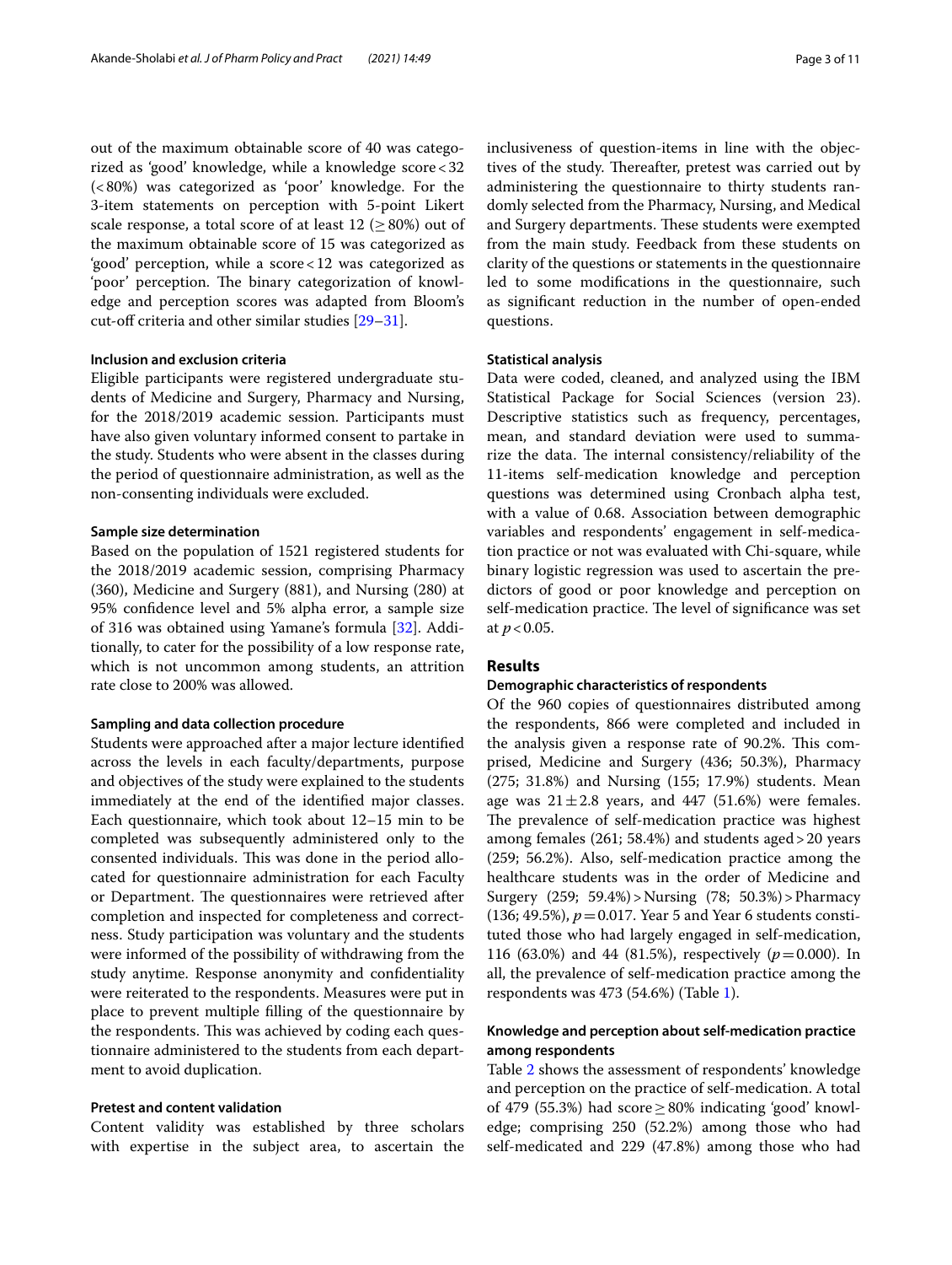out of the maximum obtainable score of 40 was categorized as 'good' knowledge, while a knowledge score < 32 (< 80%) was categorized as 'poor' knowledge. For the 3-item statements on perception with 5-point Likert scale response, a total score of at least 12 (≥ 80%) out of the maximum obtainable score of 15 was categorized as 'good' perception, while a score < 12 was categorized as 'poor' perception. The binary categorization of knowledge and perception scores was adapted from Bloom's cut-off criteria and other similar studies [29–31].

#### Inclusion and exclusion criteria

Eligible participants were registered undergraduate students of Medicine and Surgery, Pharmacy and Nursing, for the 2018/2019 academic session. Participants must have also given voluntary informed consent to partake in the study. Students who were absent in the classes during the period of questionnaire administration, as well as the non-consenting individuals were excluded.

#### Sample size determination

Based on the population of 1521 registered students for the 2018/2019 academic session, comprising Pharmacy (360), Medicine and Surgery (881), and Nursing (280) at 95% confidence level and 5% alpha error, a sample size of 316 was obtained using Yamane's formula [32]. Additionally, to cater for the possibility of a low response rate, which is not uncommon among students, an attrition rate close to 200% was allowed.

#### Sampling and data collection procedure

Students were approached after a major lecture identified across the levels in each faculty/departments, purpose and objectives of the study were explained to the students immediately at the end of the identified major classes. Each questionnaire, which took about 12–15 min to be completed was subsequently administered only to the consented individuals. This was done in the period allocated for questionnaire administration for each Faculty or Department. The questionnaires were retrieved after completion and inspected for completeness and correctness. Study participation was voluntary and the students were informed of the possibility of withdrawing from the study anytime. Response anonymity and confidentiality were reiterated to the respondents. Measures were put in place to prevent multiple filling of the questionnaire by the respondents. This was achieved by coding each questionnaire administered to the students from each department to avoid duplication.

#### Pretest and content validation

Content validity was established by three scholars with expertise in the subject area, to ascertain the inclusiveness of question-items in line with the objectives of the study. Thereafter, pretest was carried out by administering the questionnaire to thirty students randomly selected from the Pharmacy, Nursing, and Medical and Surgery departments. These students were exempted from the main study. Feedback from these students on clarity of the questions or statements in the questionnaire led to some modifications in the questionnaire, such as significant reduction in the number of open-ended questions.

#### Statistical analysis

Data were coded, cleaned, and analyzed using the IBM Statistical Package for Social Sciences (version 23). Descriptive statistics such as frequency, percentages, mean, and standard deviation were used to summarize the data. The internal consistency/reliability of the 11-items self-medication knowledge and perception questions was determined using Cronbach alpha test, with a value of 0.68. Association between demographic variables and respondents' engagement in self-medication practice or not was evaluated with Chi-square, while binary logistic regression was used to ascertain the predictors of good or poor knowledge and perception on self-medication practice. The level of significance was set at $p < 0.05$.

## Results

#### Demographic characteristics of respondents

Of the 960 copies of questionnaires distributed among the respondents, 866 were completed and included in the analysis given a response rate of 90.2%. This comprised, Medicine and Surgery (436; 50.3%), Pharmacy (275; 31.8%) and Nursing (155; 17.9%) students. Mean age was $21 \pm 2.8$ years, and 447 (51.6%) were females. The prevalence of self-medication practice was highest among females (261; 58.4%) and students aged > 20 years (259; 56.2%). Also, self-medication practice among the healthcare students was in the order of Medicine and Surgery (259; 59.4%) > Nursing (78; 50.3%) > Pharmacy (136; 49.5%), $p = 0.017$. Year 5 and Year 6 students constituted those who had largely engaged in self-medication, 116 (63.0%) and 44 (81.5%), respectively ($p = 0.000$). In all, the prevalence of self-medication practice among the respondents was 473 (54.6%) (Table 1).

#### Knowledge and perception about self-medication practice among respondents

Table 2 shows the assessment of respondents' knowledge and perception on the practice of self-medication. A total of 479 (55.3%) had score ≥ 80% indicating 'good' knowledge; comprising 250 (52.2%) among those who had self-medicated and 229 (47.8%) among those who had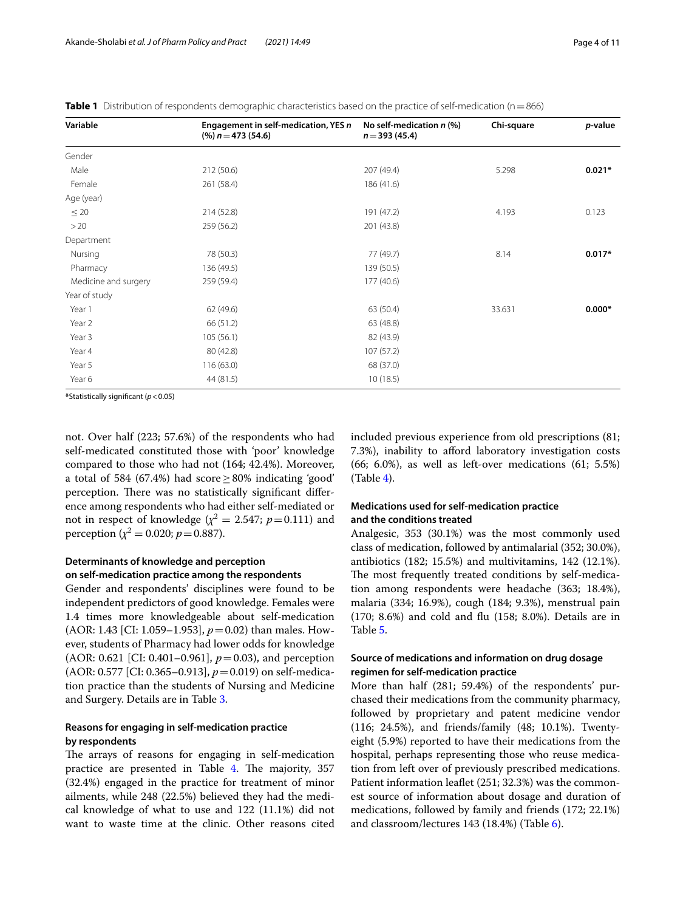**Table 1** Distribution of respondents demographic characteristics based on the practice of self-medication (n = 866)

| Variable | Engagement in self-medication, YES *n* (%) *n* = 473 (54.6) | No self-medication *n* (%) *n* = 393 (45.4) | Chi-square | *p*-value |
|---|---|---|---|---|
| Gender | | | | |
| Male | 212 (50.6) | 207 (49.4) | 5.298 | **0.021*** |
| Female | 261 (58.4) | 186 (41.6) | | |
| Age (year) | | | | |
| ≤ 20 | 214 (52.8) | 191 (47.2) | 4.193 | 0.123 |
| > 20 | 259 (56.2) | 201 (43.8) | | |
| Department | | | | |
| Nursing | 78 (50.3) | 77 (49.7) | 8.14 | **0.017*** |
| Pharmacy | 136 (49.5) | 139 (50.5) | | |
| Medicine and surgery | 259 (59.4) | 177 (40.6) | | |
| Year of study | | | | |
| Year 1 | 62 (49.6) | 63 (50.4) | 33.631 | **0.000*** |
| Year 2 | 66 (51.2) | 63 (48.8) | | |
| Year 3 | 105 (56.1) | 82 (43.9) | | |
| Year 4 | 80 (42.8) | 107 (57.2) | | |
| Year 5 | 116 (63.0) | 68 (37.0) | | |
| Year 6 | 44 (81.5) | 10 (18.5) | | |

*Statistically significant ($p < 0.05$)

not. Over half (223; 57.6%) of the respondents who had self-medicated constituted those with 'poor' knowledge compared to those who had not (164; 42.4%). Moreover, a total of 584 (67.4%) had score ≥ 80% indicating 'good' perception. There was no statistically significant difference among respondents who had either self-mediated or not in respect of knowledge ($\chi^2 = 2.547$; $p = 0.111$) and perception ($\chi^2 = 0.020$; $p = 0.887$).

### Determinants of knowledge and perception on self-medication practice among the respondents

Gender and respondents' disciplines were found to be independent predictors of good knowledge. Females were 1.4 times more knowledgeable about self-medication (AOR: 1.43 [CI: 1.059–1.953], $p = 0.02$) than males. However, students of Pharmacy had lower odds for knowledge (AOR: 0.621 [CI: 0.401–0.961], $p = 0.03$), and perception (AOR: 0.577 [CI: 0.365–0.913], $p = 0.019$) on self-medication practice than the students of Nursing and Medicine and Surgery. Details are in Table 3.

### Reasons for engaging in self-medication practice by respondents

The arrays of reasons for engaging in self-medication practice are presented in Table 4. The majority, 357 (32.4%) engaged in the practice for treatment of minor ailments, while 248 (22.5%) believed they had the medical knowledge of what to use and 122 (11.1%) did not want to waste time at the clinic. Other reasons cited included previous experience from old prescriptions (81; 7.3%), inability to afford laboratory investigation costs (66; 6.0%), as well as left-over medications (61; 5.5%) (Table 4).

### Medications used for self-medication practice and the conditions treated

Analgesic, 353 (30.1%) was the most commonly used class of medication, followed by antimalarial (352; 30.0%), antibiotics (182; 15.5%) and multivitamins, 142 (12.1%). The most frequently treated conditions by self-medication among respondents were headache (363; 18.4%), malaria (334; 16.9%), cough (184; 9.3%), menstrual pain (170; 8.6%) and cold and flu (158; 8.0%). Details are in Table 5.

### Source of medications and information on drug dosage regimen for self-medication practice

More than half (281; 59.4%) of the respondents' purchased their medications from the community pharmacy, followed by proprietary and patent medicine vendor (116; 24.5%), and friends/family (48; 10.1%). Twenty-eight (5.9%) reported to have their medications from the hospital, perhaps representing those who reuse medication from left over of previously prescribed medications. Patient information leaflet (251; 32.3%) was the commonest source of information about dosage and duration of medications, followed by family and friends (172; 22.1%) and classroom/lectures 143 (18.4%) (Table 6).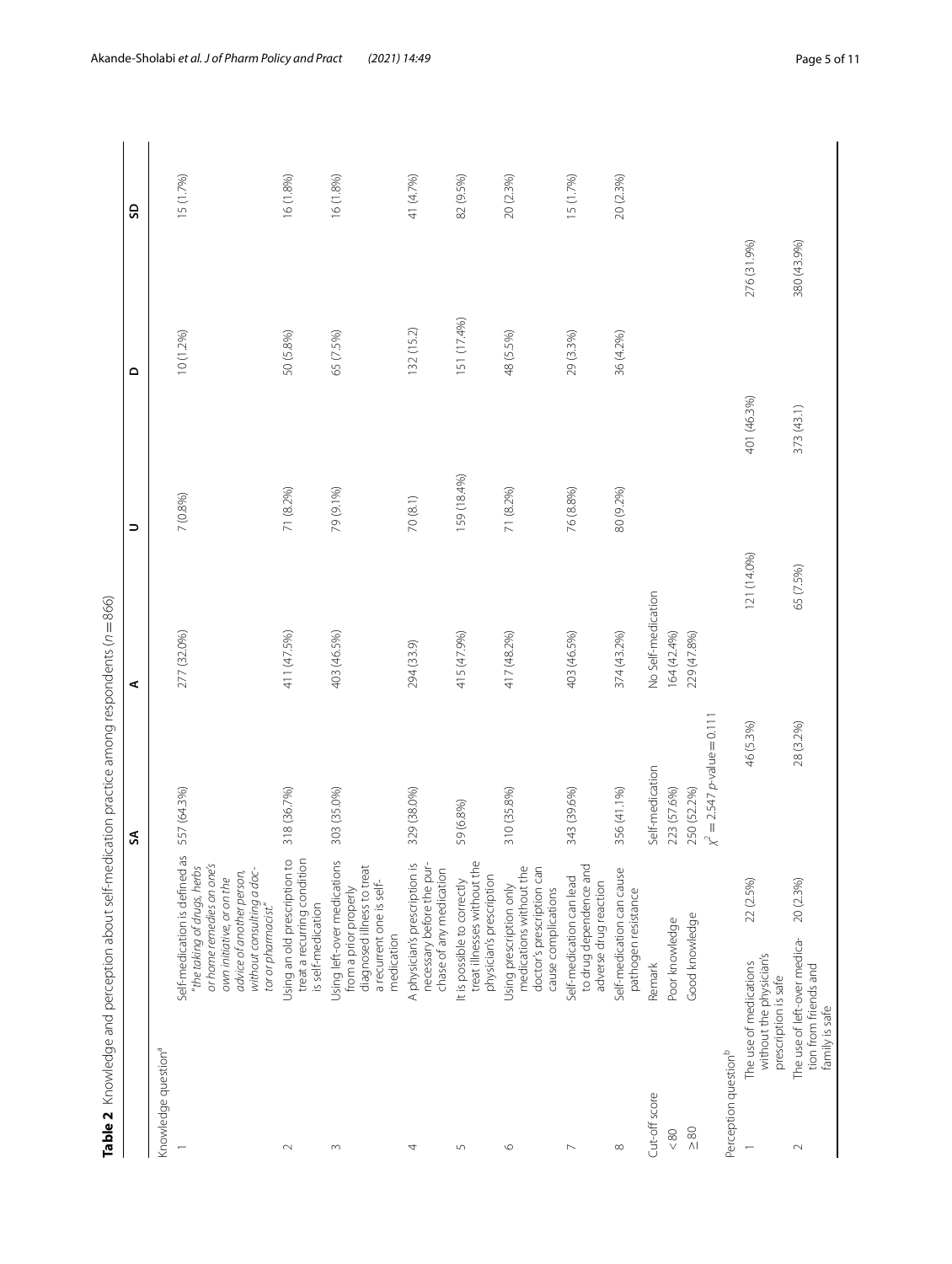**Table 2** Knowledge and perception about self-medication practice among respondents ($n = 866$)

| | | SA | A | U | D | SD |
|---|---|---|---|---|---|---|
| Knowledge question[a] | | | | | | |
| 1 | Self-medication is defined as *"the taking of drugs, herbs or home remedies on one's own initiative, or on the advice of another person, without consulting a doctor or pharmacist."* | 557 (64.3%) | 277 (32.0%) | 7 (0.8%) | 10 (1.2%) | 15 (1.7%) |
| 2 | Using an old prescription to treat a recurring condition is self-medication | 318 (36.7%) | 411 (47.5%) | 71 (8.2%) | 50 (5.8%) | 16 (1.8%) |
| 3 | Using left-over medications from a prior properly diagnosed illness to treat a recurrent one is self-medication | 303 (35.0%) | 403 (46.5%) | 79 (9.1%) | 65 (7.5%) | 16 (1.8%) |
| 4 | A physician's prescription is necessary before the purchase of any medication | 329 (38.0%) | 294 (33.9) | 70 (8.1) | 132 (15.2) | 41 (4.7%) |
| 5 | It is possible to correctly treat illnesses without the physician's prescription | 59 (6.8%) | 415 (47.9%) | 159 (18.4%) | 151 (17.4%) | 82 (9.5%) |
| 6 | Using prescription only medications without the doctor's prescription can cause complications | 310 (35.8%) | 417 (48.2%) | 71 (8.2%) | 48 (5.5%) | 20 (2.3%) |
| 7 | Self-medication can lead to drug dependence and adverse drug reaction | 343 (39.6%) | 403 (46.5%) | 76 (8.8%) | 29 (3.3%) | 15 (1.7%) |
| 8 | Self-medication can cause pathogen resistance | 356 (41.1%) | 374 (43.2%) | 80 (9.2%) | 36 (4.2%) | 20 (2.3%) |
| Cut-off score | Remark | Self-medication | No Self-medication | | | |
| < 80 | Poor knowledge | 223 (57.6%) | 164 (42.4%) | | | |
| ≥ 80 | Good knowledge | 250 (52.2%) | 229 (47.8%) | | | |
| | | $\chi^2 = 2.547$ *p*-value = 0.111 | | | | |
| Perception question[b] | | | | | | |
| 1 | The use of medications without the physician's prescription is safe | 22 (2.5%) | 46 (5.3%) | 121 (14.0%) | 401 (46.3%) | 276 (31.9%) |
| 2 | The use of left-over medication from friends and family is safe | 20 (2.3%) | 28 (3.2%) | 65 (7.5%) | 373 (43.1) | 380 (43.9%) |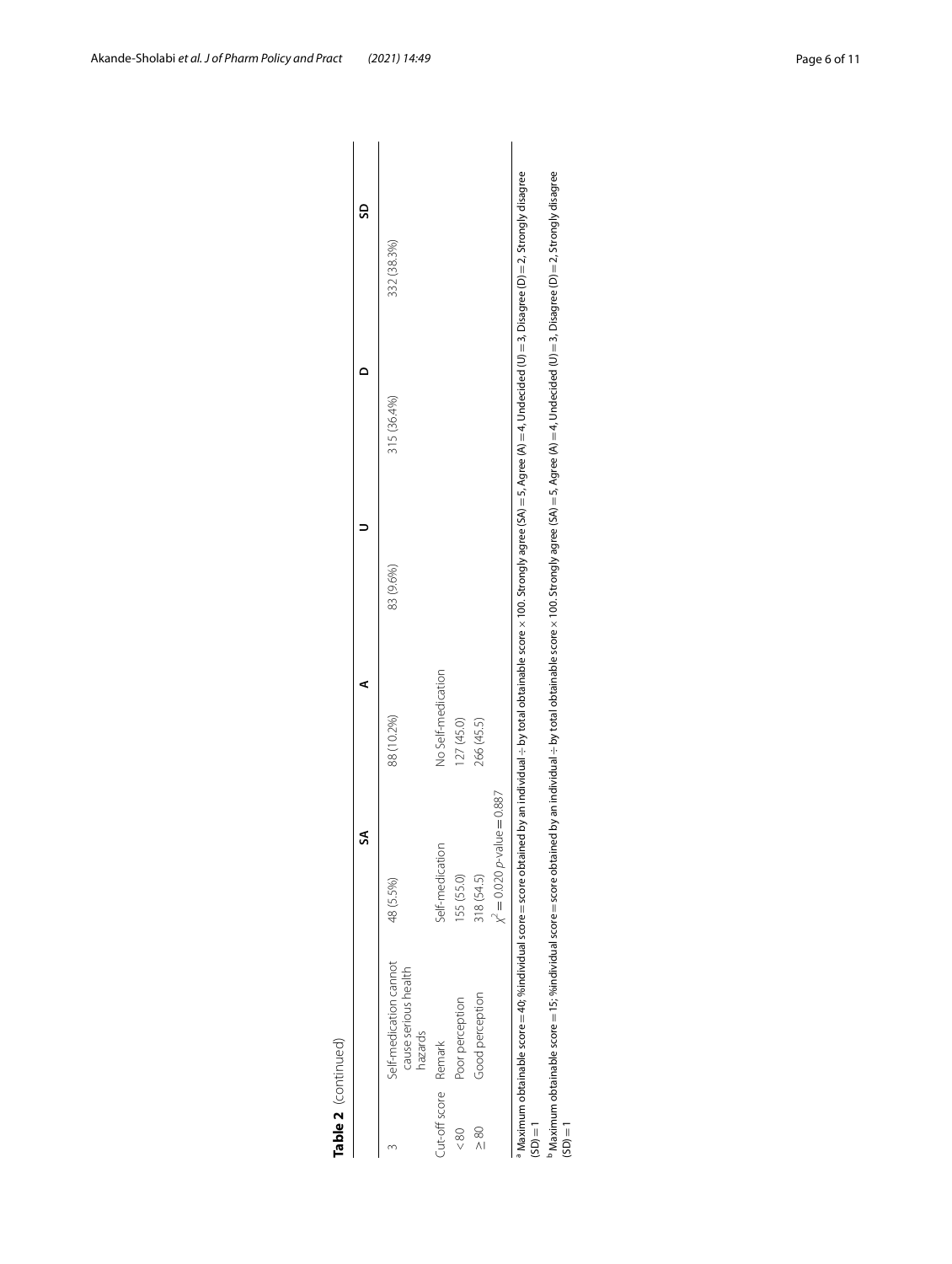**Table 2** (continued)

| | | SA | A | U | D | SD |
|---|---|---|---|---|---|---|
| 3 | Self-medication cannot cause serious health hazards | 48 (5.5%) | 88 (10.2%) | 83 (9.6%) | 315 (36.4%) | 332 (38.3%) |
| Cut-off score | Remark | Self-medication | No Self-medication | | | |
| < 80 | Poor perception | 155 (55.0) | 127 (45.0) | | | |
| ≥ 80 | Good perception | 318 (54.5) | 266 (45.5) | | | |
| | | $\chi^2 = 0.020$ *p*-value = 0.887 | | | | |

[a] Maximum obtainable score = 40; %individual score = score obtained by an individual ÷ by total obtainable score × 100. Strongly agree (SA) = 5, Agree (A) = 4, Undecided (U) = 3, Disagree (D) = 2, Strongly disagree (SD) = 1

[b] Maximum obtainable score = 15; %individual score = score obtained by an individual ÷ by total obtainable score × 100. Strongly agree (SA) = 5, Agree (A) = 4, Undecided (U) = 3, Disagree (D) = 2, Strongly disagree (SD) = 1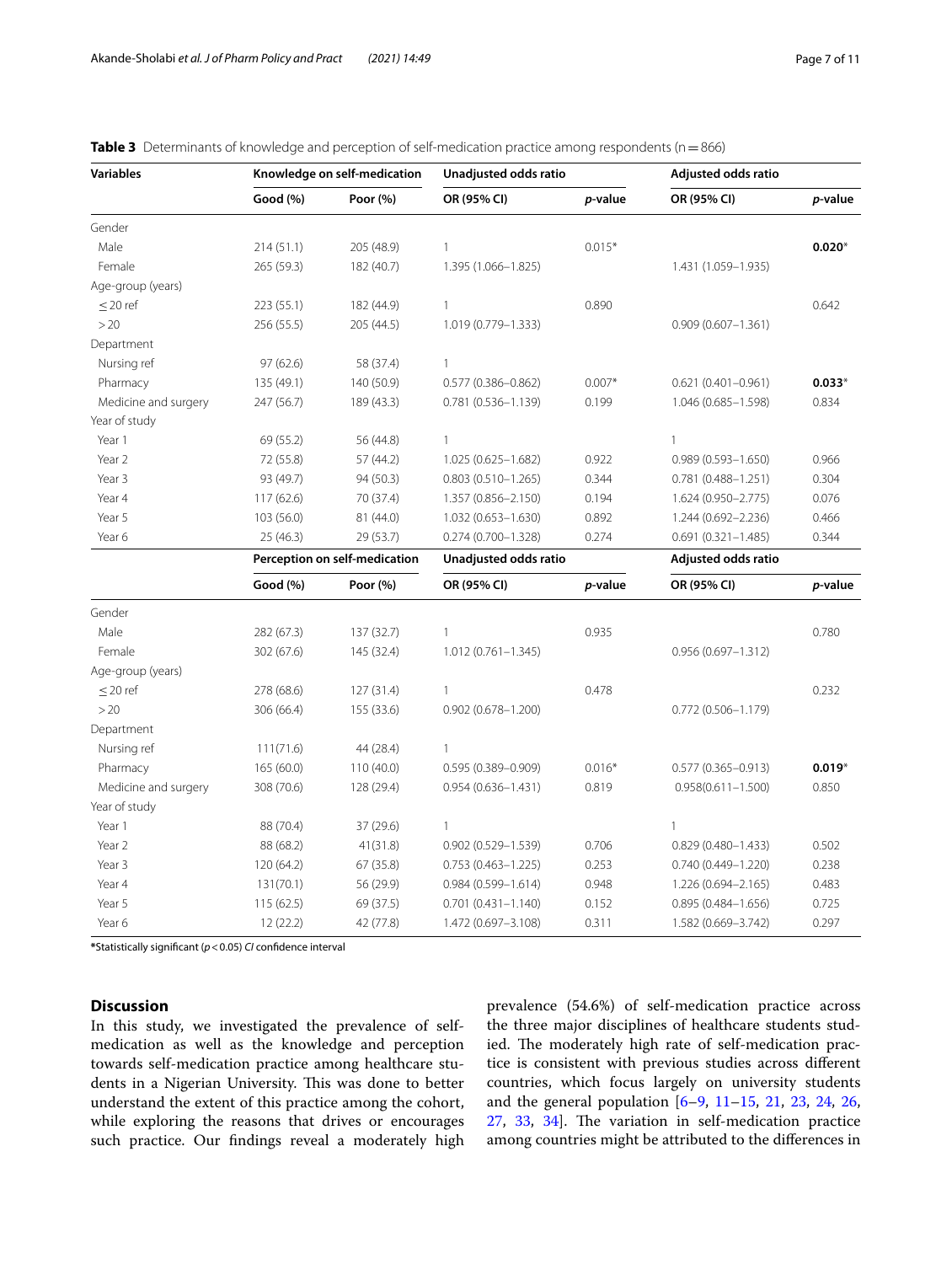**Table 3** Determinants of knowledge and perception of self-medication practice among respondents (n = 866)

| Variables | Knowledge on self-medication | | Unadjusted odds ratio | | Adjusted odds ratio | |
|---|---|---|---|---|---|---|
| | Good (%) | Poor (%) | OR (95% CI) | *p*-value | OR (95% CI) | *p*-value |
| Gender | | | | | | |
| Male | 214 (51.1) | 205 (48.9) | 1 | 0.015* | | **0.020*** |
| Female | 265 (59.3) | 182 (40.7) | 1.395 (1.066–1.825) | | 1.431 (1.059–1.935) | |
| Age-group (years) | | | | | | |
| ≤ 20 ref | 223 (55.1) | 182 (44.9) | 1 | 0.890 | | 0.642 |
| > 20 | 256 (55.5) | 205 (44.5) | 1.019 (0.779–1.333) | | 0.909 (0.607–1.361) | |
| Department | | | | | | |
| Nursing ref | 97 (62.6) | 58 (37.4) | 1 | | | |
| Pharmacy | 135 (49.1) | 140 (50.9) | 0.577 (0.386–0.862) | 0.007* | 0.621 (0.401–0.961) | **0.033*** |
| Medicine and surgery | 247 (56.7) | 189 (43.3) | 0.781 (0.536–1.139) | 0.199 | 1.046 (0.685–1.598) | 0.834 |
| Year of study | | | | | | |
| Year 1 | 69 (55.2) | 56 (44.8) | 1 | | 1 | |
| Year 2 | 72 (55.8) | 57 (44.2) | 1.025 (0.625–1.682) | 0.922 | 0.989 (0.593–1.650) | 0.966 |
| Year 3 | 93 (49.7) | 94 (50.3) | 0.803 (0.510–1.265) | 0.344 | 0.781 (0.488–1.251) | 0.304 |
| Year 4 | 117 (62.6) | 70 (37.4) | 1.357 (0.856–2.150) | 0.194 | 1.624 (0.950–2.775) | 0.076 |
| Year 5 | 103 (56.0) | 81 (44.0) | 1.032 (0.653–1.630) | 0.892 | 1.244 (0.692–2.236) | 0.466 |
| Year 6 | 25 (46.3) | 29 (53.7) | 0.274 (0.700–1.328) | 0.274 | 0.691 (0.321–1.485) | 0.344 |
| | **Perception on self-medication** | | **Unadjusted odds ratio** | | **Adjusted odds ratio** | |
| | **Good (%)** | **Poor (%)** | **OR (95% CI)** | ***p*-value** | **OR (95% CI)** | ***p*-value** |
| Gender | | | | | | |
| Male | 282 (67.3) | 137 (32.7) | 1 | 0.935 | | 0.780 |
| Female | 302 (67.6) | 145 (32.4) | 1.012 (0.761–1.345) | | 0.956 (0.697–1.312) | |
| Age-group (years) | | | | | | |
| ≤ 20 ref | 278 (68.6) | 127 (31.4) | 1 | 0.478 | | 0.232 |
| > 20 | 306 (66.4) | 155 (33.6) | 0.902 (0.678–1.200) | | 0.772 (0.506–1.179) | |
| Department | | | | | | |
| Nursing ref | 111(71.6) | 44 (28.4) | 1 | | | |
| Pharmacy | 165 (60.0) | 110 (40.0) | 0.595 (0.389–0.909) | 0.016* | 0.577 (0.365–0.913) | **0.019*** |
| Medicine and surgery | 308 (70.6) | 128 (29.4) | 0.954 (0.636–1.431) | 0.819 | 0.958(0.611–1.500) | 0.850 |
| Year of study | | | | | | |
| Year 1 | 88 (70.4) | 37 (29.6) | 1 | | 1 | |
| Year 2 | 88 (68.2) | 41(31.8) | 0.902 (0.529–1.539) | 0.706 | 0.829 (0.480–1.433) | 0.502 |
| Year 3 | 120 (64.2) | 67 (35.8) | 0.753 (0.463–1.225) | 0.253 | 0.740 (0.449–1.220) | 0.238 |
| Year 4 | 131(70.1) | 56 (29.9) | 0.984 (0.599–1.614) | 0.948 | 1.226 (0.694–2.165) | 0.483 |
| Year 5 | 115 (62.5) | 69 (37.5) | 0.701 (0.431–1.140) | 0.152 | 0.895 (0.484–1.656) | 0.725 |
| Year 6 | 12 (22.2) | 42 (77.8) | 1.472 (0.697–3.108) | 0.311 | 1.582 (0.669–3.742) | 0.297 |

**\***Statistically significant ($p < 0.05$) *CI* confidence interval

## Discussion

In this study, we investigated the prevalence of self-medication as well as the knowledge and perception towards self-medication practice among healthcare students in a Nigerian University. This was done to better understand the extent of this practice among the cohort, while exploring the reasons that drives or encourages such practice. Our findings reveal a moderately high prevalence (54.6%) of self-medication practice across the three major disciplines of healthcare students studied. The moderately high rate of self-medication practice is consistent with previous studies across different countries, which focus largely on university students and the general population [6–9, 11–15, 21, 23, 24, 26, 27, 33, 34]. The variation in self-medication practice among countries might be attributed to the differences in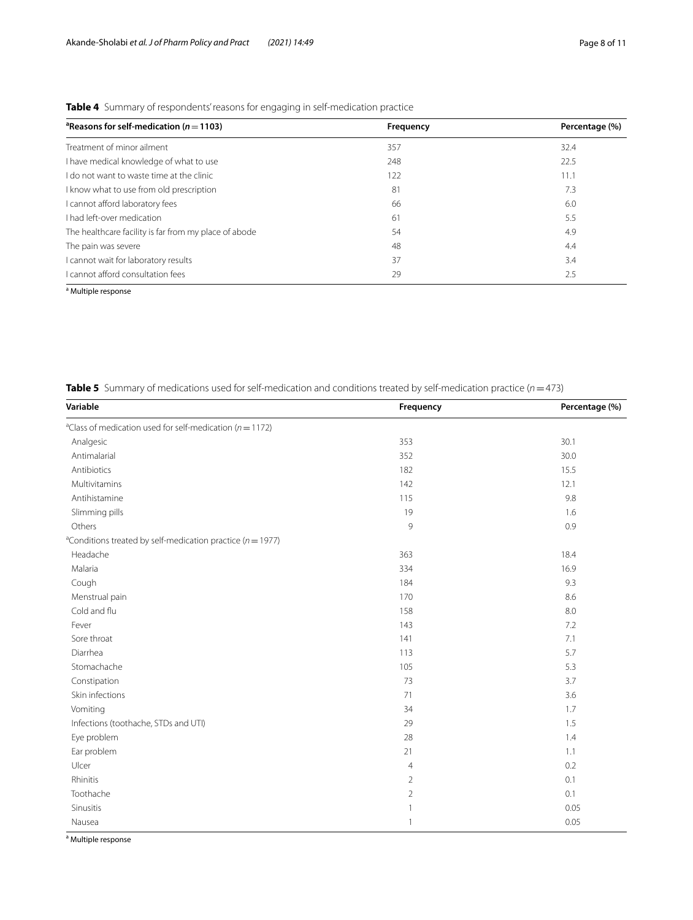**Table 4** Summary of respondents' reasons for engaging in self-medication practice

| [a]Reasons for self-medication ($n = 1103$) | Frequency | Percentage (%) |
|---|---|---|
| Treatment of minor ailment | 357 | 32.4 |
| I have medical knowledge of what to use | 248 | 22.5 |
| I do not want to waste time at the clinic | 122 | 11.1 |
| I know what to use from old prescription | 81 | 7.3 |
| I cannot afford laboratory fees | 66 | 6.0 |
| I had left-over medication | 61 | 5.5 |
| The healthcare facility is far from my place of abode | 54 | 4.9 |
| The pain was severe | 48 | 4.4 |
| I cannot wait for laboratory results | 37 | 3.4 |
| I cannot afford consultation fees | 29 | 2.5 |

[a] Multiple response

**Table 5** Summary of medications used for self-medication and conditions treated by self-medication practice ($n = 473$)

| Variable | Frequency | Percentage (%) |
|---|---|---|
| [a]Class of medication used for self-medication ($n = 1172$) | | |
| Analgesic | 353 | 30.1 |
| Antimalarial | 352 | 30.0 |
| Antibiotics | 182 | 15.5 |
| Multivitamins | 142 | 12.1 |
| Antihistamine | 115 | 9.8 |
| Slimming pills | 19 | 1.6 |
| Others | 9 | 0.9 |
| [a]Conditions treated by self-medication practice ($n = 1977$) | | |
| Headache | 363 | 18.4 |
| Malaria | 334 | 16.9 |
| Cough | 184 | 9.3 |
| Menstrual pain | 170 | 8.6 |
| Cold and flu | 158 | 8.0 |
| Fever | 143 | 7.2 |
| Sore throat | 141 | 7.1 |
| Diarrhea | 113 | 5.7 |
| Stomachache | 105 | 5.3 |
| Constipation | 73 | 3.7 |
| Skin infections | 71 | 3.6 |
| Vomiting | 34 | 1.7 |
| Infections (toothache, STDs and UTI) | 29 | 1.5 |
| Eye problem | 28 | 1.4 |
| Ear problem | 21 | 1.1 |
| Ulcer | 4 | 0.2 |
| Rhinitis | 2 | 0.1 |
| Toothache | 2 | 0.1 |
| Sinusitis | 1 | 0.05 |
| Nausea | 1 | 0.05 |

[a] Multiple response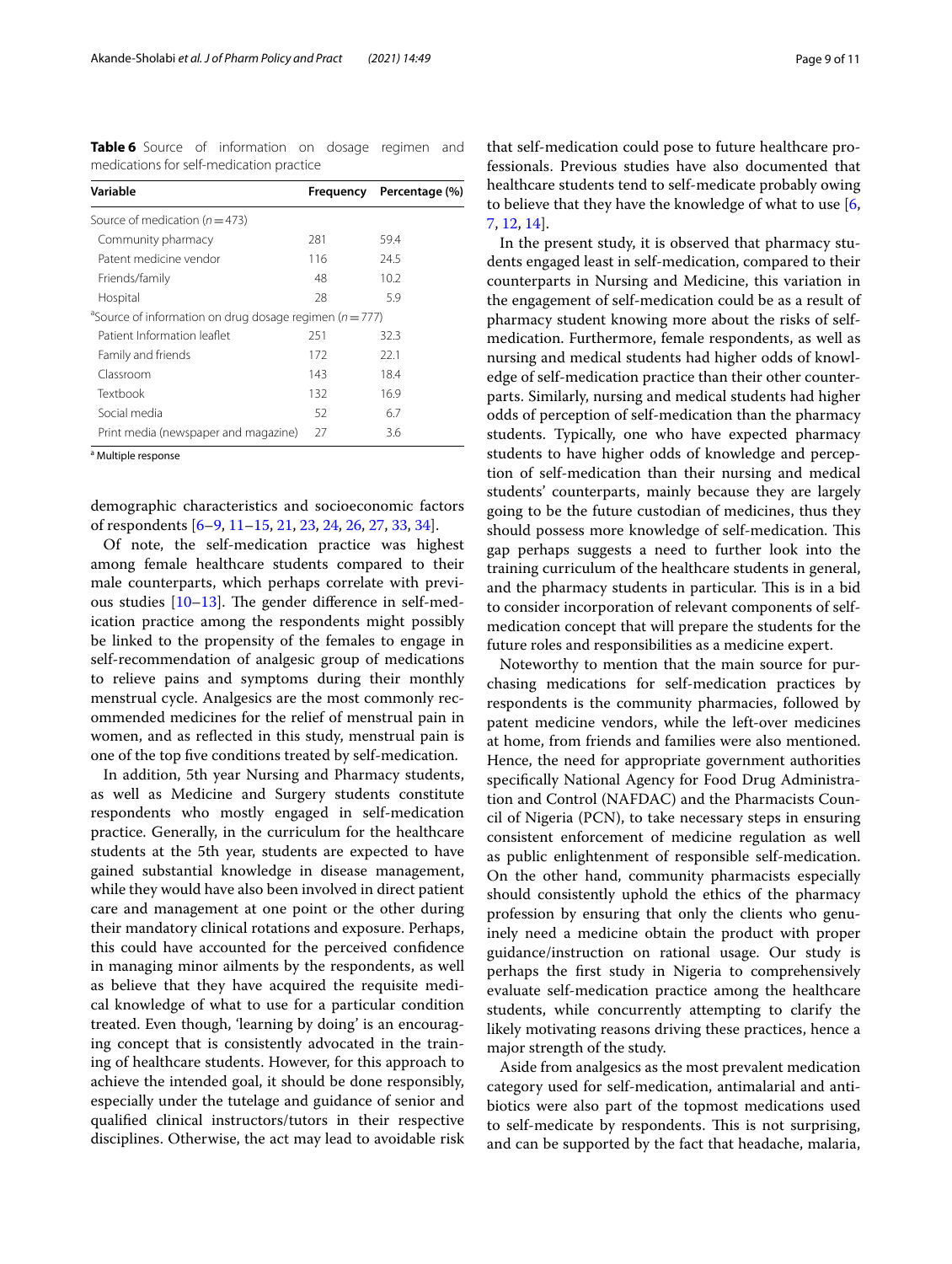**Table 6** Source of information on dosage regimen and medications for self-medication practice

| Variable | Frequency | Percentage (%) |
|---|---|---|
| Source of medication (n = 473) | | |
| Community pharmacy | 281 | 59.4 |
| Patent medicine vendor | 116 | 24.5 |
| Friends/family | 48 | 10.2 |
| Hospital | 28 | 5.9 |
| [a]Source of information on drug dosage regimen (n = 777) | | |
| Patient Information leaflet | 251 | 32.3 |
| Family and friends | 172 | 22.1 |
| Classroom | 143 | 18.4 |
| Textbook | 132 | 16.9 |
| Social media | 52 | 6.7 |
| Print media (newspaper and magazine) | 27 | 3.6 |

[a] Multiple response

demographic characteristics and socioeconomic factors of respondents [6–9, 11–15, 21, 23, 24, 26, 27, 33, 34].

Of note, the self-medication practice was highest among female healthcare students compared to their male counterparts, which perhaps correlate with previous studies [10–13]. The gender difference in self-medication practice among the respondents might possibly be linked to the propensity of the females to engage in self-recommendation of analgesic group of medications to relieve pains and symptoms during their monthly menstrual cycle. Analgesics are the most commonly recommended medicines for the relief of menstrual pain in women, and as reflected in this study, menstrual pain is one of the top five conditions treated by self-medication.

In addition, 5th year Nursing and Pharmacy students, as well as Medicine and Surgery students constitute respondents who mostly engaged in self-medication practice. Generally, in the curriculum for the healthcare students at the 5th year, students are expected to have gained substantial knowledge in disease management, while they would have also been involved in direct patient care and management at one point or the other during their mandatory clinical rotations and exposure. Perhaps, this could have accounted for the perceived confidence in managing minor ailments by the respondents, as well as believe that they have acquired the requisite medical knowledge of what to use for a particular condition treated. Even though, 'learning by doing' is an encouraging concept that is consistently advocated in the training of healthcare students. However, for this approach to achieve the intended goal, it should be done responsibly, especially under the tutelage and guidance of senior and qualified clinical instructors/tutors in their respective disciplines. Otherwise, the act may lead to avoidable risk that self-medication could pose to future healthcare professionals. Previous studies have also documented that healthcare students tend to self-medicate probably owing to believe that they have the knowledge of what to use [6, 7, 12, 14].

In the present study, it is observed that pharmacy students engaged least in self-medication, compared to their counterparts in Nursing and Medicine, this variation in the engagement of self-medication could be as a result of pharmacy student knowing more about the risks of self-medication. Furthermore, female respondents, as well as nursing and medical students had higher odds of knowledge of self-medication practice than their other counterparts. Similarly, nursing and medical students had higher odds of perception of self-medication than the pharmacy students. Typically, one who have expected pharmacy students to have higher odds of knowledge and perception of self-medication than their nursing and medical students' counterparts, mainly because they are largely going to be the future custodian of medicines, thus they should possess more knowledge of self-medication. This gap perhaps suggests a need to further look into the training curriculum of the healthcare students in general, and the pharmacy students in particular. This is in a bid to consider incorporation of relevant components of self-medication concept that will prepare the students for the future roles and responsibilities as a medicine expert.

Noteworthy to mention that the main source for purchasing medications for self-medication practices by respondents is the community pharmacies, followed by patent medicine vendors, while the left-over medicines at home, from friends and families were also mentioned. Hence, the need for appropriate government authorities specifically National Agency for Food Drug Administration and Control (NAFDAC) and the Pharmacists Council of Nigeria (PCN), to take necessary steps in ensuring consistent enforcement of medicine regulation as well as public enlightenment of responsible self-medication. On the other hand, community pharmacists especially should consistently uphold the ethics of the pharmacy profession by ensuring that only the clients who genuinely need a medicine obtain the product with proper guidance/instruction on rational usage. Our study is perhaps the first study in Nigeria to comprehensively evaluate self-medication practice among the healthcare students, while concurrently attempting to clarify the likely motivating reasons driving these practices, hence a major strength of the study.

Aside from analgesics as the most prevalent medication category used for self-medication, antimalarial and antibiotics were also part of the topmost medications used to self-medicate by respondents. This is not surprising, and can be supported by the fact that headache, malaria,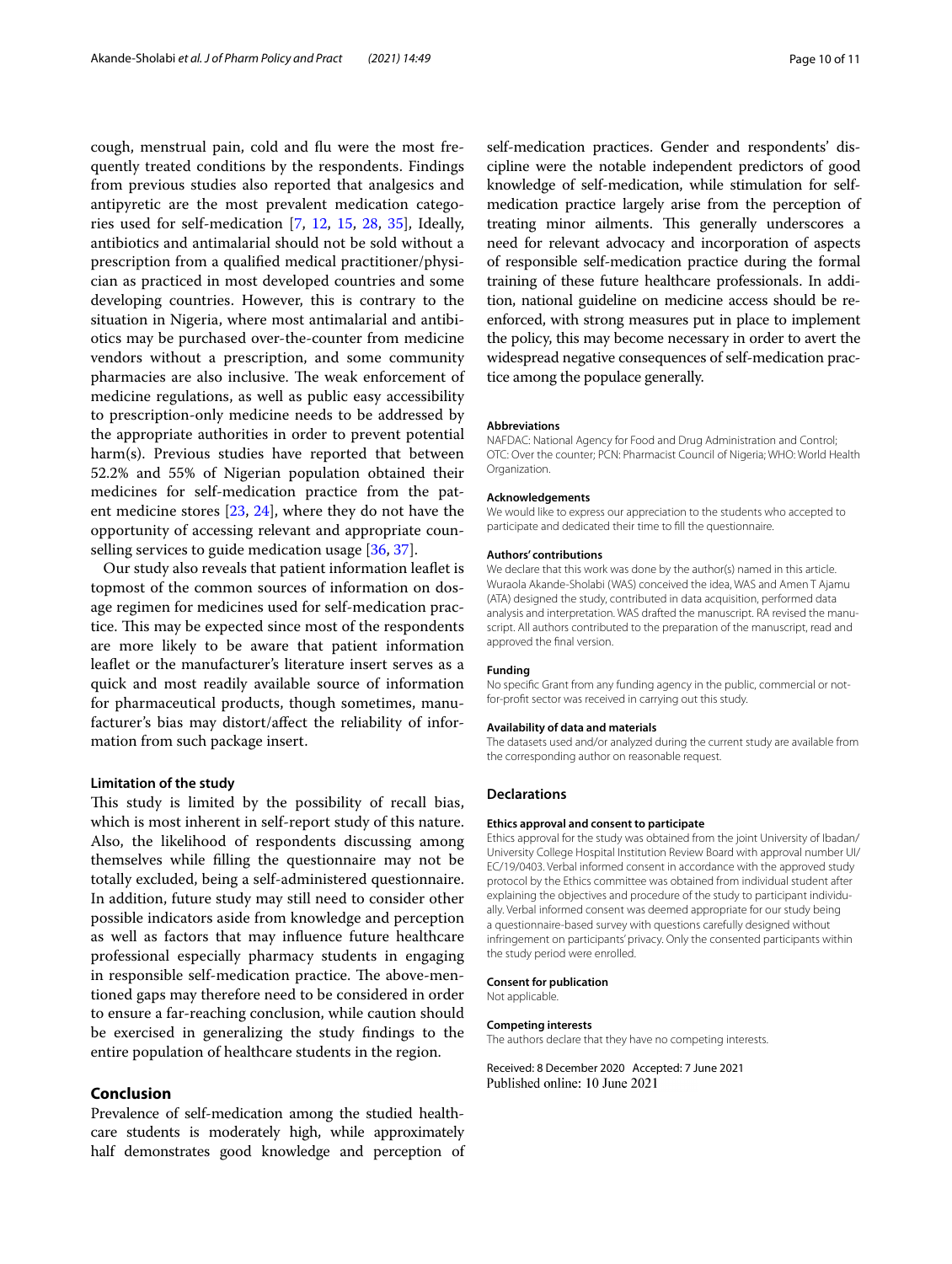cough, menstrual pain, cold and flu were the most frequently treated conditions by the respondents. Findings from previous studies also reported that analgesics and antipyretic are the most prevalent medication categories used for self-medication [7, 12, 15, 28, 35], Ideally, antibiotics and antimalarial should not be sold without a prescription from a qualified medical practitioner/physician as practiced in most developed countries and some developing countries. However, this is contrary to the situation in Nigeria, where most antimalarial and antibiotics may be purchased over-the-counter from medicine vendors without a prescription, and some community pharmacies are also inclusive. The weak enforcement of medicine regulations, as well as public easy accessibility to prescription-only medicine needs to be addressed by the appropriate authorities in order to prevent potential harm(s). Previous studies have reported that between 52.2% and 55% of Nigerian population obtained their medicines for self-medication practice from the patent medicine stores [23, 24], where they do not have the opportunity of accessing relevant and appropriate counselling services to guide medication usage [36, 37].

Our study also reveals that patient information leaflet is topmost of the common sources of information on dosage regimen for medicines used for self-medication practice. This may be expected since most of the respondents are more likely to be aware that patient information leaflet or the manufacturer's literature insert serves as a quick and most readily available source of information for pharmaceutical products, though sometimes, manufacturer's bias may distort/affect the reliability of information from such package insert.

### Limitation of the study

This study is limited by the possibility of recall bias, which is most inherent in self-report study of this nature. Also, the likelihood of respondents discussing among themselves while filling the questionnaire may not be totally excluded, being a self-administered questionnaire. In addition, future study may still need to consider other possible indicators aside from knowledge and perception as well as factors that may influence future healthcare professional especially pharmacy students in engaging in responsible self-medication practice. The above-mentioned gaps may therefore need to be considered in order to ensure a far-reaching conclusion, while caution should be exercised in generalizing the study findings to the entire population of healthcare students in the region.

## Conclusion

Prevalence of self-medication among the studied healthcare students is moderately high, while approximately half demonstrates good knowledge and perception of self-medication practices. Gender and respondents' discipline were the notable independent predictors of good knowledge of self-medication, while stimulation for self-medication practice largely arise from the perception of treating minor ailments. This generally underscores a need for relevant advocacy and incorporation of aspects of responsible self-medication practice during the formal training of these future healthcare professionals. In addition, national guideline on medicine access should be re-enforced, with strong measures put in place to implement the policy, this may become necessary in order to avert the widespread negative consequences of self-medication practice among the populace generally.

#### Abbreviations
NAFDAC: National Agency for Food and Drug Administration and Control; OTC: Over the counter; PCN: Pharmacist Council of Nigeria; WHO: World Health Organization.

#### Acknowledgements
We would like to express our appreciation to the students who accepted to participate and dedicated their time to fill the questionnaire.

#### Authors' contributions
We declare that this work was done by the author(s) named in this article. Wuraola Akande-Sholabi (WAS) conceived the idea, WAS and Amen T Ajamu (ATA) designed the study, contributed in data acquisition, performed data analysis and interpretation. WAS drafted the manuscript. RA revised the manuscript. All authors contributed to the preparation of the manuscript, read and approved the final version.

#### Funding
No specific Grant from any funding agency in the public, commercial or not-for-profit sector was received in carrying out this study.

#### Availability of data and materials
The datasets used and/or analyzed during the current study are available from the corresponding author on reasonable request.

### Declarations

#### Ethics approval and consent to participate
Ethics approval for the study was obtained from the joint University of Ibadan/University College Hospital Institution Review Board with approval number UI/EC/19/0403. Verbal informed consent in accordance with the approved study protocol by the Ethics committee was obtained from individual student after explaining the objectives and procedure of the study to participant individually. Verbal informed consent was deemed appropriate for our study being a questionnaire-based survey with questions carefully designed without infringement on participants' privacy. Only the consented participants within the study period were enrolled.

#### Consent for publication
Not applicable.

#### Competing interests
The authors declare that they have no competing interests.

Received: 8 December 2020 Accepted: 7 June 2021
Published online: 10 June 2021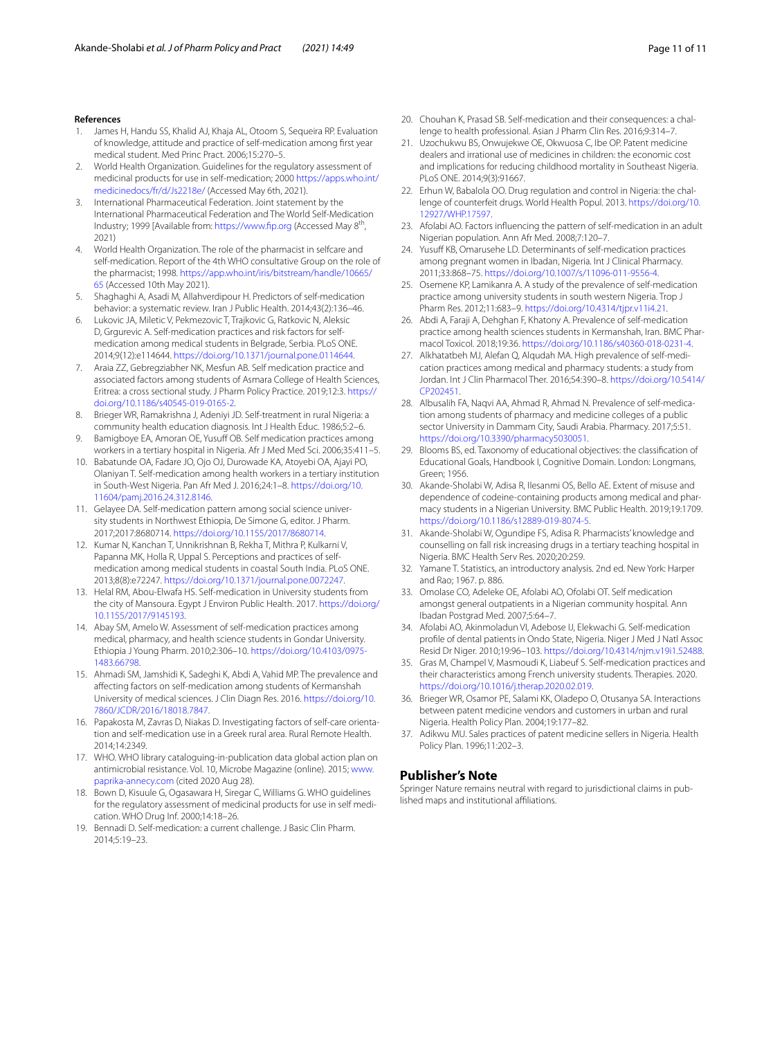## References

1. James H, Handu SS, Khalid AJ, Khaja AL, Otoom S, Sequeira RP. Evaluation of knowledge, attitude and practice of self-medication among first year medical student. Med Princ Pract. 2006;15:270–5.
2. World Health Organization. Guidelines for the regulatory assessment of medicinal products for use in self-medication; 2000 https://apps.who.int/medicinedocs/fr/d/Js2218e/ (Accessed May 6th, 2021).
3. International Pharmaceutical Federation. Joint statement by the International Pharmaceutical Federation and The World Self-Medication Industry; 1999 [Available from: https://www.fip.org (Accessed May 8th, 2021)
4. World Health Organization. The role of the pharmacist in selfcare and self-medication. Report of the 4th WHO consultative Group on the role of the pharmacist; 1998. https://app.who.int/iris/bitstream/handle/10665/65 (Accessed 10th May 2021).
5. Shaghaghi A, Asadi M, Allahverdipour H. Predictors of self-medication behavior: a systematic review. Iran J Public Health. 2014;43(2):136–46.
6. Lukovic JA, Miletic V, Pekmezovic T, Trajkovic G, Ratkovic N, Aleksic D, Grgurevic A. Self-medication practices and risk factors for self-medication among medical students in Belgrade, Serbia. PLoS ONE. 2014;9(12):e114644. https://doi.org/10.1371/journal.pone.0114644.
7. Araia ZZ, Gebregziabher NK, Mesfun AB. Self medication practice and associated factors among students of Asmara College of Health Sciences, Eritrea: a cross sectional study. J Pharm Policy Practice. 2019;12:3. https://doi.org/10.1186/s40545-019-0165-2.
8. Brieger WR, Ramakrishna J, Adeniyi JD. Self-treatment in rural Nigeria: a community health education diagnosis. Int J Health Educ. 1986;5:2–6.
9. Bamigboye EA, Amoran OE, Yusuff OB. Self medication practices among workers in a tertiary hospital in Nigeria. Afr J Med Med Sci. 2006;35:411–5.
10. Babatunde OA, Fadare JO, Ojo OJ, Durowade KA, Atoyebi OA, Ajayi PO, Olaniyan T. Self-medication among health workers in a tertiary institution in South-West Nigeria. Pan Afr Med J. 2016;24:1–8. https://doi.org/10.11604/pamj.2016.24.312.8146.
11. Gelayee DA. Self-medication pattern among social science university students in Northwest Ethiopia, De Simone G, editor. J Pharm. 2017;2017:8680714. https://doi.org/10.1155/2017/8680714.
12. Kumar N, Kanchan T, Unnikrishnan B, Rekha T, Mithra P, Kulkarni V, Papanna MK, Holla R, Uppal S. Perceptions and practices of self-medication among medical students in coastal South India. PLoS ONE. 2013;8(8):e72247. https://doi.org/10.1371/journal.pone.0072247.
13. Helal RM, Abou-Elwafa HS. Self-medication in University students from the city of Mansoura. Egypt J Environ Public Health. 2017. https://doi.org/10.1155/2017/9145193.
14. Abay SM, Amelo W. Assessment of self-medication practices among medical, pharmacy, and health science students in Gondar University. Ethiopia J Young Pharm. 2010;2:306–10. https://doi.org/10.4103/0975-1483.66798.
15. Ahmadi SM, Jamshidi K, Sadeghi K, Abdi A, Vahid MP. The prevalence and affecting factors on self-medication among students of Kermanshah University of medical sciences. J Clin Diagn Res. 2016. https://doi.org/10.7860/JCDR/2016/18018.7847.
16. Papakosta M, Zavras D, Niakas D. Investigating factors of self-care orientation and self-medication use in a Greek rural area. Rural Remote Health. 2014;14:2349.
17. WHO. WHO library cataloguing-in-publication data global action plan on antimicrobial resistance. Vol. 10, Microbe Magazine (online). 2015; www.paprika-annecy.com (cited 2020 Aug 28).
18. Bown D, Kisuule G, Ogasawara H, Siregar C, Williams G. WHO guidelines for the regulatory assessment of medicinal products for use in self medication. WHO Drug Inf. 2000;14:18–26.
19. Bennadi D. Self-medication: a current challenge. J Basic Clin Pharm. 2014;5:19–23.
20. Chouhan K, Prasad SB. Self-medication and their consequences: a challenge to health professional. Asian J Pharm Clin Res. 2016;9:314–7.
21. Uzochukwu BS, Onwujekwe OE, Okwuosa C, Ibe OP. Patent medicine dealers and irrational use of medicines in children: the economic cost and implications for reducing childhood mortality in Southeast Nigeria. PLoS ONE. 2014;9(3):91667.
22. Erhun W, Babalola OO. Drug regulation and control in Nigeria: the challenge of counterfeit drugs. World Health Popul. 2013. https://doi.org/10.12927/WHP.17597.
23. Afolabi AO. Factors influencing the pattern of self-medication in an adult Nigerian population. Ann Afr Med. 2008;7:120–7.
24. Yusuff KB, Omarusehe LD. Determinants of self-medication practices among pregnant women in Ibadan, Nigeria. Int J Clinical Pharmacy. 2011;33:868–75. https://doi.org/10.1007/s/11096-011-9556-4.
25. Osemene KP, Lamikanra A. A study of the prevalence of self-medication practice among university students in south western Nigeria. Trop J Pharm Res. 2012;11:683–9. https://doi.org/10.4314/tjpr.v11i4.21.
26. Abdi A, Faraji A, Dehghan F, Khatony A. Prevalence of self-medication practice among health sciences students in Kermanshah, Iran. BMC Pharmacol Toxicol. 2018;19:36. https://doi.org/10.1186/s40360-018-0231-4.
27. Alkhatatbeh MJ, Alefan Q, Alqudah MA. High prevalence of self-medication practices among medical and pharmacy students: a study from Jordan. Int J Clin Pharmacol Ther. 2016;54:390–8. https://doi.org/10.5414/CP202451.
28. Albusalih FA, Naqvi AA, Ahmad R, Ahmad N. Prevalence of self-medication among students of pharmacy and medicine colleges of a public sector University in Dammam City, Saudi Arabia. Pharmacy. 2017;5:51. https://doi.org/10.3390/pharmacy5030051.
29. Blooms BS, ed. Taxonomy of educational objectives: the classification of Educational Goals, Handbook I, Cognitive Domain. London: Longmans, Green; 1956.
30. Akande-Sholabi W, Adisa R, Ilesanmi OS, Bello AE. Extent of misuse and dependence of codeine-containing products among medical and pharmacy students in a Nigerian University. BMC Public Health. 2019;19:1709. https://doi.org/10.1186/s12889-019-8074-5.
31. Akande-Sholabi W, Ogundipe FS, Adisa R. Pharmacists' knowledge and counselling on fall risk increasing drugs in a tertiary teaching hospital in Nigeria. BMC Health Serv Res. 2020;20:259.
32. Yamane T. Statistics, an introductory analysis. 2nd ed. New York: Harper and Rao; 1967. p. 886.
33. Omolase CO, Adeleke OE, Afolabi AO, Ofolabi OT. Self medication amongst general outpatients in a Nigerian community hospital. Ann Ibadan Postgrad Med. 2007;5:64–7.
34. Afolabi AO, Akinmoladun VI, Adebose IJ, Elekwachi G. Self-medication profile of dental patients in Ondo State, Nigeria. Niger J Med J Natl Assoc Resid Dr Niger. 2010;19:96–103. https://doi.org/10.4314/njm.v19i1.52488.
35. Gras M, Champel V, Masmoudi K, Liabeuf S. Self-medication practices and their characteristics among French university students. Therapies. 2020. https://doi.org/10.1016/j.therap.2020.02.019.
36. Brieger WR, Osamor PE, Salami KK, Oladepo O, Otusanya SA. Interactions between patent medicine vendors and customers in urban and rural Nigeria. Health Policy Plan. 2004;19:177–82.
37. Adikwu MU. Sales practices of patent medicine sellers in Nigeria. Health Policy Plan. 1996;11:202–3.

## Publisher's Note

Springer Nature remains neutral with regard to jurisdictional claims in published maps and institutional affiliations.